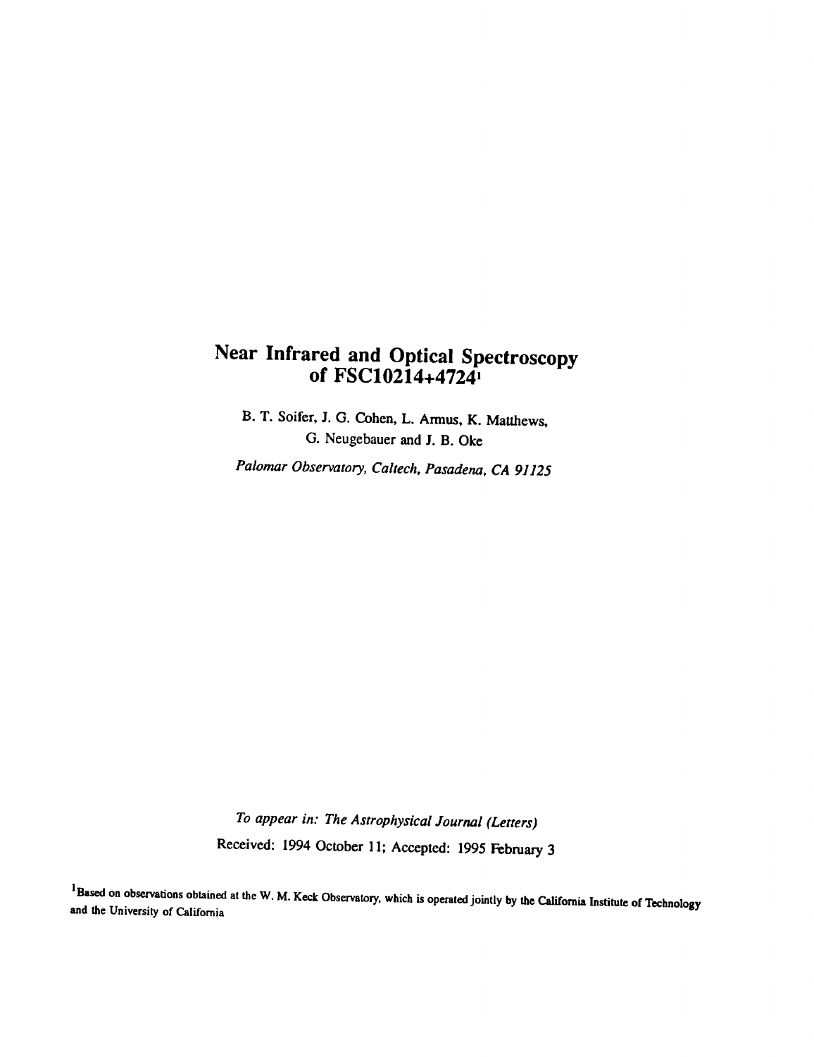# Near Infrared and Optical Spectroscopy of FSC10214+4724[1]

B. T. Soifer, J. G. Cohen, L. Armus, K. Matthews, G. Neugebauer and J. B. Oke

*Palomar Observatory, Caltech, Pasadena, CA 91125*

*To appear in: The Astrophysical Journal (Letters)*

Received: 1994 October 11; Accepted: 1995 February 3

[1]Based on observations obtained at the W. M. Keck Observatory, which is operated jointly by the California Institute of Technology and the University of California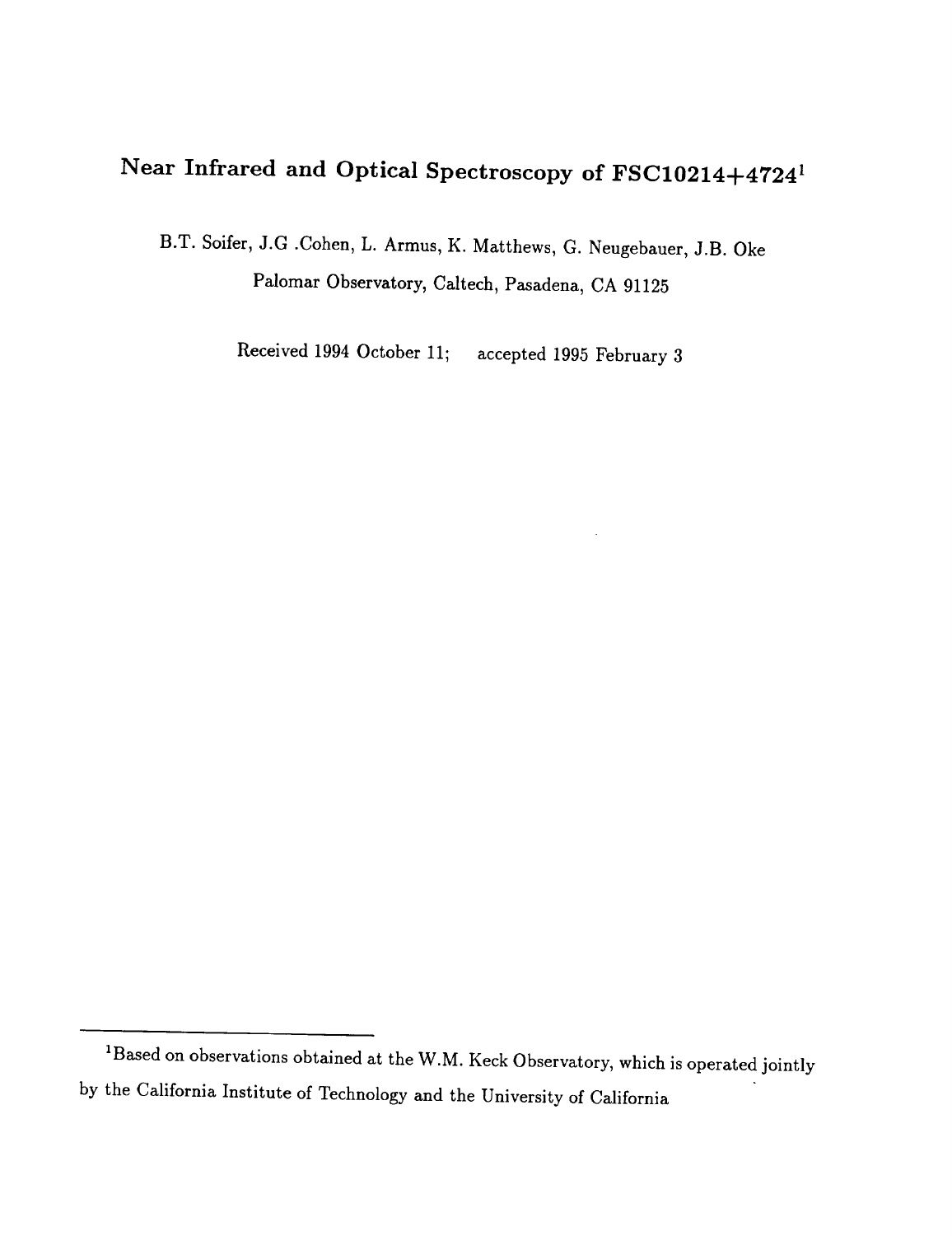# Near Infrared and Optical Spectroscopy of FSC10214+4724[1]

B.T. Soifer, J.G .Cohen, L. Armus, K. Matthews, G. Neugebauer, J.B. Oke

Palomar Observatory, Caltech, Pasadena, CA 91125

Received 1994 October 11; accepted 1995 February 3

---

[1]Based on observations obtained at the W.M. Keck Observatory, which is operated jointly by the California Institute of Technology and the University of California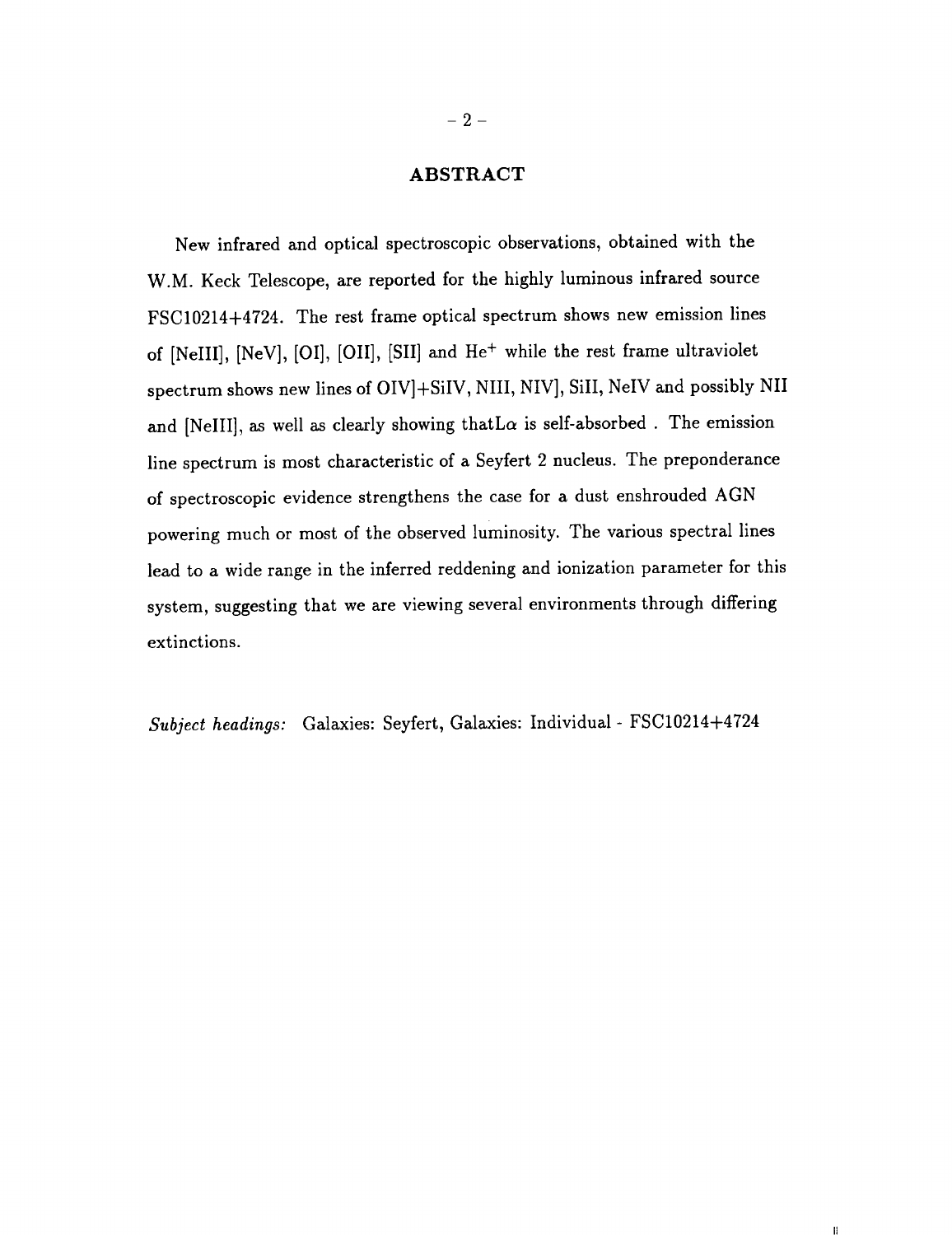## ABSTRACT

New infrared and optical spectroscopic observations, obtained with the W.M. Keck Telescope, are reported for the highly luminous infrared source FSC10214+4724. The rest frame optical spectrum shows new emission lines of [NeIII], [NeV], [OI], [OII], [SII] and $He^{+}$ while the rest frame ultraviolet spectrum shows new lines of OIV]+SiIV, NIII, NIV], SiII, NeIV and possibly NII and [NeIII], as well as clearly showing that$L\alpha$ is self-absorbed . The emission line spectrum is most characteristic of a Seyfert 2 nucleus. The preponderance of spectroscopic evidence strengthens the case for a dust enshrouded AGN powering much or most of the observed luminosity. The various spectral lines lead to a wide range in the inferred reddening and ionization parameter for this system, suggesting that we are viewing several environments through differing extinctions.

*Subject headings:* Galaxies: Seyfert, Galaxies: Individual - FSC10214+4724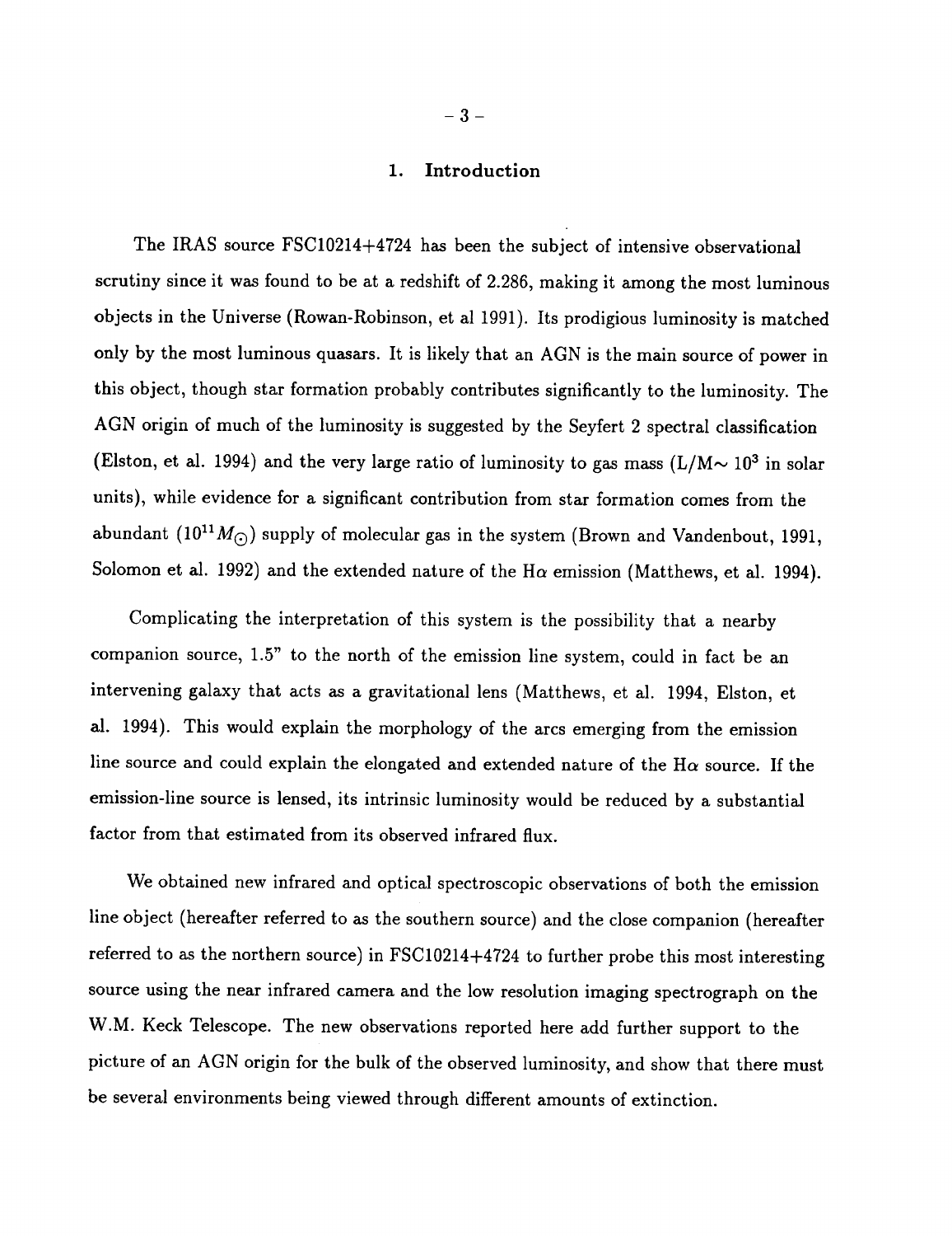# 1. Introduction

The IRAS source FSC10214+4724 has been the subject of intensive observational scrutiny since it was found to be at a redshift of 2.286, making it among the most luminous objects in the Universe (Rowan-Robinson, et al 1991). Its prodigious luminosity is matched only by the most luminous quasars. It is likely that an AGN is the main source of power in this object, though star formation probably contributes significantly to the luminosity. The AGN origin of much of the luminosity is suggested by the Seyfert 2 spectral classification (Elston, et al. 1994) and the very large ratio of luminosity to gas mass (L/M$\sim 10^3$ in solar units), while evidence for a significant contribution from star formation comes from the abundant ($10^{11} M_{\odot}$) supply of molecular gas in the system (Brown and Vandenbout, 1991, Solomon et al. 1992) and the extended nature of the H$\alpha$ emission (Matthews, et al. 1994).

Complicating the interpretation of this system is the possibility that a nearby companion source, 1.5" to the north of the emission line system, could in fact be an intervening galaxy that acts as a gravitational lens (Matthews, et al. 1994, Elston, et al. 1994). This would explain the morphology of the arcs emerging from the emission line source and could explain the elongated and extended nature of the H$\alpha$ source. If the emission-line source is lensed, its intrinsic luminosity would be reduced by a substantial factor from that estimated from its observed infrared flux.

We obtained new infrared and optical spectroscopic observations of both the emission line object (hereafter referred to as the southern source) and the close companion (hereafter referred to as the northern source) in FSC10214+4724 to further probe this most interesting source using the near infrared camera and the low resolution imaging spectrograph on the W.M. Keck Telescope. The new observations reported here add further support to the picture of an AGN origin for the bulk of the observed luminosity, and show that there must be several environments being viewed through different amounts of extinction.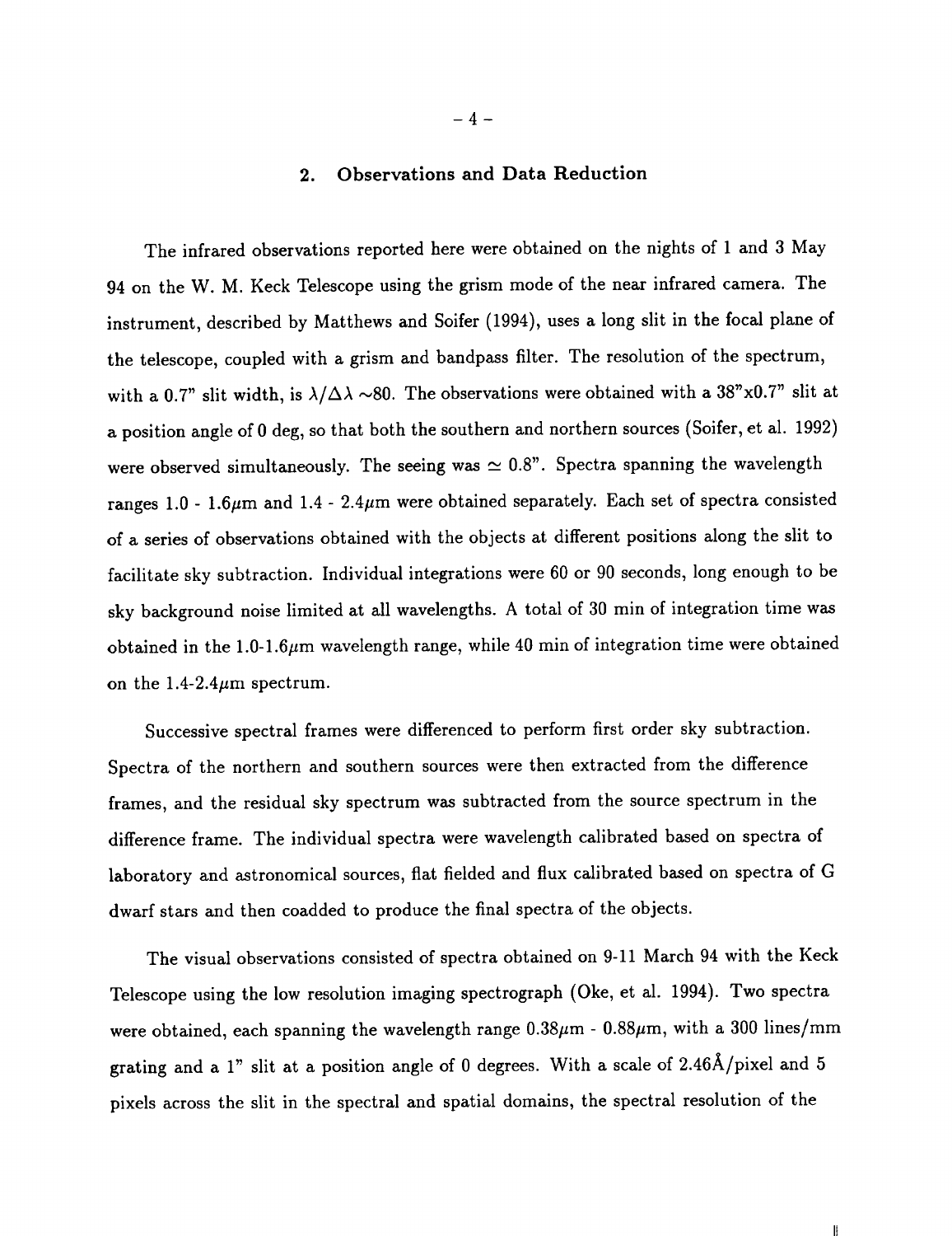## 2. Observations and Data Reduction

The infrared observations reported here were obtained on the nights of 1 and 3 May 94 on the W. M. Keck Telescope using the grism mode of the near infrared camera. The instrument, described by Matthews and Soifer (1994), uses a long slit in the focal plane of the telescope, coupled with a grism and bandpass filter. The resolution of the spectrum, with a 0.7" slit width, is $\lambda/\Delta\lambda \sim 80$. The observations were obtained with a 38"x0.7" slit at a position angle of 0 deg, so that both the southern and northern sources (Soifer, et al. 1992) were observed simultaneously. The seeing was $\simeq 0.8$". Spectra spanning the wavelength ranges 1.0 - 1.6$\mu$m and 1.4 - 2.4$\mu$m were obtained separately. Each set of spectra consisted of a series of observations obtained with the objects at different positions along the slit to facilitate sky subtraction. Individual integrations were 60 or 90 seconds, long enough to be sky background noise limited at all wavelengths. A total of 30 min of integration time was obtained in the 1.0-1.6$\mu$m wavelength range, while 40 min of integration time were obtained on the 1.4-2.4$\mu$m spectrum.

Successive spectral frames were differenced to perform first order sky subtraction. Spectra of the northern and southern sources were then extracted from the difference frames, and the residual sky spectrum was subtracted from the source spectrum in the difference frame. The individual spectra were wavelength calibrated based on spectra of laboratory and astronomical sources, flat fielded and flux calibrated based on spectra of G dwarf stars and then coadded to produce the final spectra of the objects.

The visual observations consisted of spectra obtained on 9-11 March 94 with the Keck Telescope using the low resolution imaging spectrograph (Oke, et al. 1994). Two spectra were obtained, each spanning the wavelength range 0.38$\mu$m - 0.88$\mu$m, with a 300 lines/mm grating and a 1" slit at a position angle of 0 degrees. With a scale of 2.46Å/pixel and 5 pixels across the slit in the spectral and spatial domains, the spectral resolution of the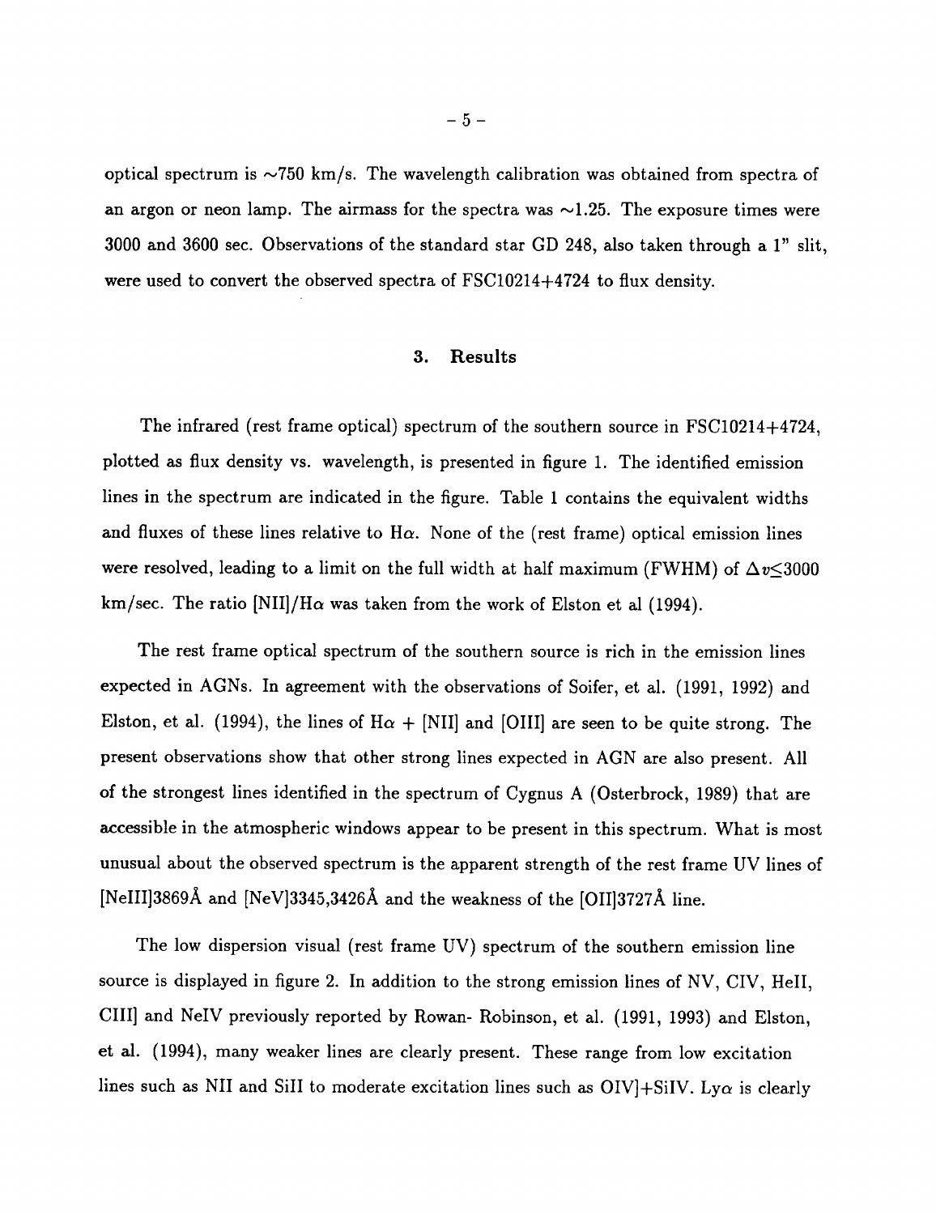optical spectrum is ~750 km/s. The wavelength calibration was obtained from spectra of an argon or neon lamp. The airmass for the spectra was ~1.25. The exposure times were 3000 and 3600 sec. Observations of the standard star GD 248, also taken through a 1" slit, were used to convert the observed spectra of FSC10214+4724 to flux density.

## 3. Results

The infrared (rest frame optical) spectrum of the southern source in FSC10214+4724, plotted as flux density vs. wavelength, is presented in figure 1. The identified emission lines in the spectrum are indicated in the figure. Table 1 contains the equivalent widths and fluxes of these lines relative to H$\alpha$. None of the (rest frame) optical emission lines were resolved, leading to a limit on the full width at half maximum (FWHM) of $\Delta v \leq 3000$ km/sec. The ratio [NII]/H$\alpha$ was taken from the work of Elston et al (1994).

The rest frame optical spectrum of the southern source is rich in the emission lines expected in AGNs. In agreement with the observations of Soifer, et al. (1991, 1992) and Elston, et al. (1994), the lines of H$\alpha$ + [NII] and [OIII] are seen to be quite strong. The present observations show that other strong lines expected in AGN are also present. All of the strongest lines identified in the spectrum of Cygnus A (Osterbrock, 1989) that are accessible in the atmospheric windows appear to be present in this spectrum. What is most unusual about the observed spectrum is the apparent strength of the rest frame UV lines of [NeIII]3869Å and [NeV]3345,3426Å and the weakness of the [OII]3727Å line.

The low dispersion visual (rest frame UV) spectrum of the southern emission line source is displayed in figure 2. In addition to the strong emission lines of NV, CIV, HeII, CIII] and NeIV previously reported by Rowan- Robinson, et al. (1991, 1993) and Elston, et al. (1994), many weaker lines are clearly present. These range from low excitation lines such as NII and SiII to moderate excitation lines such as OIV]+SiIV. Ly$\alpha$ is clearly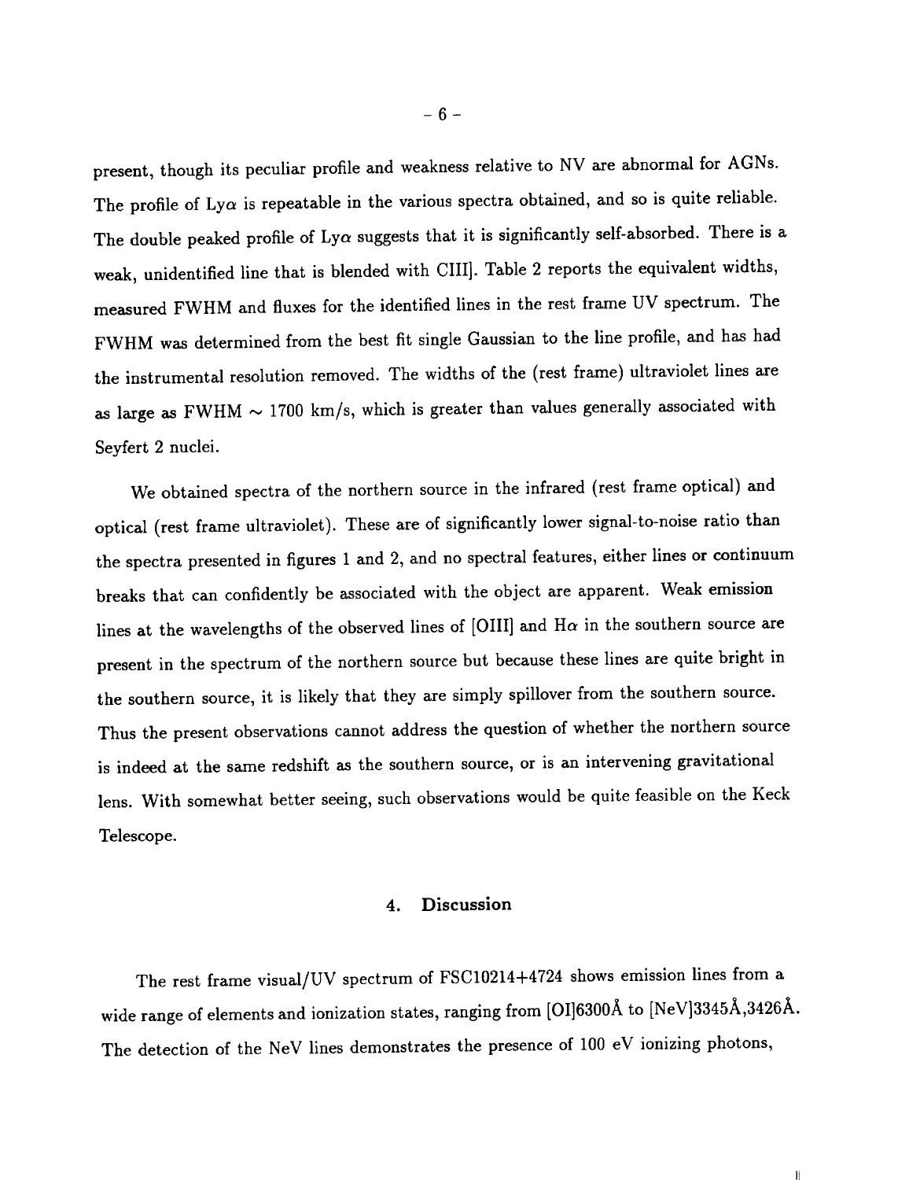present, though its peculiar profile and weakness relative to NV are abnormal for AGNs. The profile of Ly$\alpha$ is repeatable in the various spectra obtained, and so is quite reliable. The double peaked profile of Ly$\alpha$ suggests that it is significantly self-absorbed. There is a weak, unidentified line that is blended with CIII]. Table 2 reports the equivalent widths, measured FWHM and fluxes for the identified lines in the rest frame UV spectrum. The FWHM was determined from the best fit single Gaussian to the line profile, and has had the instrumental resolution removed. The widths of the (rest frame) ultraviolet lines are as large as FWHM $\sim$ 1700 km/s, which is greater than values generally associated with Seyfert 2 nuclei.

We obtained spectra of the northern source in the infrared (rest frame optical) and optical (rest frame ultraviolet). These are of significantly lower signal-to-noise ratio than the spectra presented in figures 1 and 2, and no spectral features, either lines or continuum breaks that can confidently be associated with the object are apparent. Weak emission lines at the wavelengths of the observed lines of [OIII] and H$\alpha$ in the southern source are present in the spectrum of the northern source but because these lines are quite bright in the southern source, it is likely that they are simply spillover from the southern source. Thus the present observations cannot address the question of whether the northern source is indeed at the same redshift as the southern source, or is an intervening gravitational lens. With somewhat better seeing, such observations would be quite feasible on the Keck Telescope.

## 4. Discussion

The rest frame visual/UV spectrum of FSC10214+4724 shows emission lines from a wide range of elements and ionization states, ranging from [OI]6300Å to [NeV]3345Å,3426Å. The detection of the NeV lines demonstrates the presence of 100 eV ionizing photons,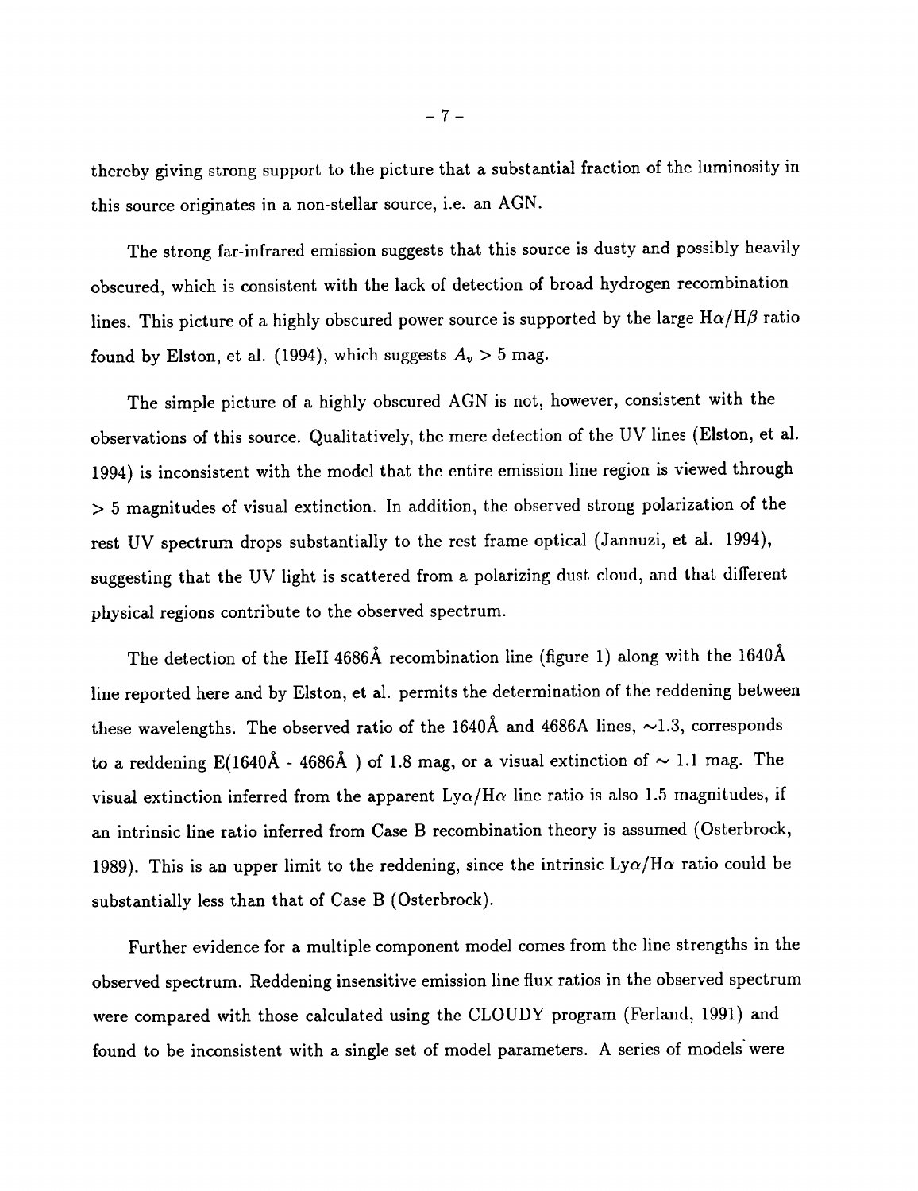thereby giving strong support to the picture that a substantial fraction of the luminosity in this source originates in a non-stellar source, i.e. an AGN.

The strong far-infrared emission suggests that this source is dusty and possibly heavily obscured, which is consistent with the lack of detection of broad hydrogen recombination lines. This picture of a highly obscured power source is supported by the large H$\alpha$/H$\beta$ ratio found by Elston, et al. (1994), which suggests $A_v > 5$ mag.

The simple picture of a highly obscured AGN is not, however, consistent with the observations of this source. Qualitatively, the mere detection of the UV lines (Elston, et al. 1994) is inconsistent with the model that the entire emission line region is viewed through $> 5$ magnitudes of visual extinction. In addition, the observed strong polarization of the rest UV spectrum drops substantially to the rest frame optical (Jannuzi, et al. 1994), suggesting that the UV light is scattered from a polarizing dust cloud, and that different physical regions contribute to the observed spectrum.

The detection of the HeII 4686Å recombination line (figure 1) along with the 1640Å line reported here and by Elston, et al. permits the determination of the reddening between these wavelengths. The observed ratio of the 1640Å and 4686A lines, $\sim$1.3, corresponds to a reddening E(1640Å - 4686Å ) of 1.8 mag, or a visual extinction of $\sim$ 1.1 mag. The visual extinction inferred from the apparent Ly$\alpha$/H$\alpha$ line ratio is also 1.5 magnitudes, if an intrinsic line ratio inferred from Case B recombination theory is assumed (Osterbrock, 1989). This is an upper limit to the reddening, since the intrinsic Ly$\alpha$/H$\alpha$ ratio could be substantially less than that of Case B (Osterbrock).

Further evidence for a multiple component model comes from the line strengths in the observed spectrum. Reddening insensitive emission line flux ratios in the observed spectrum were compared with those calculated using the CLOUDY program (Ferland, 1991) and found to be inconsistent with a single set of model parameters. A series of models were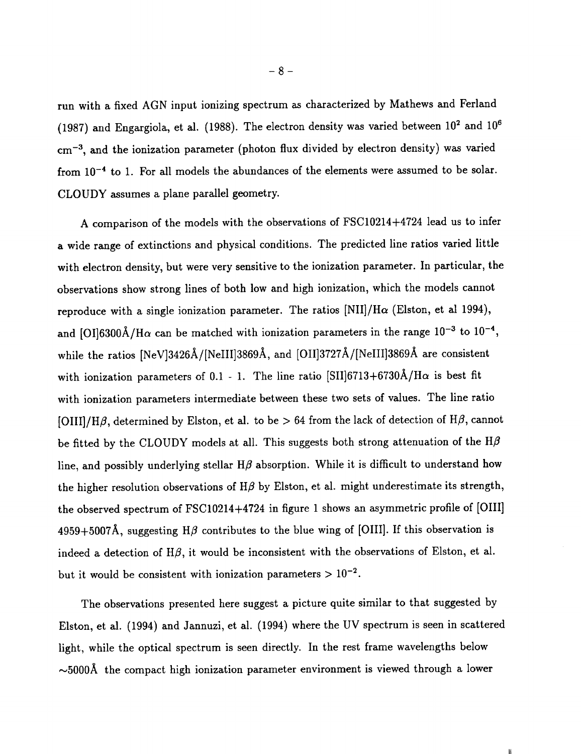run with a fixed AGN input ionizing spectrum as characterized by Mathews and Ferland (1987) and Engargiola, et al. (1988). The electron density was varied between $10^2$ and $10^6$ $cm^{-3}$, and the ionization parameter (photon flux divided by electron density) was varied from $10^{-4}$ to 1. For all models the abundances of the elements were assumed to be solar. CLOUDY assumes a plane parallel geometry.

A comparison of the models with the observations of FSC10214+4724 lead us to infer a wide range of extinctions and physical conditions. The predicted line ratios varied little with electron density, but were very sensitive to the ionization parameter. In particular, the observations show strong lines of both low and high ionization, which the models cannot reproduce with a single ionization parameter. The ratios [NII]/H$\alpha$ (Elston, et al 1994), and [OI]6300Å/H$\alpha$ can be matched with ionization parameters in the range $10^{-3}$ to $10^{-4}$, while the ratios [NeV]3426Å/[NeIII]3869Å, and [OII]3727Å/[NeIII]3869Å are consistent with ionization parameters of 0.1 - 1. The line ratio [SII]6713+6730Å/H$\alpha$ is best fit with ionization parameters intermediate between these two sets of values. The line ratio [OIII]/H$\beta$, determined by Elston, et al. to be $> 64$ from the lack of detection of H$\beta$, cannot be fitted by the CLOUDY models at all. This suggests both strong attenuation of the H$\beta$ line, and possibly underlying stellar H$\beta$ absorption. While it is difficult to understand how the higher resolution observations of H$\beta$ by Elston, et al. might underestimate its strength, the observed spectrum of FSC10214+4724 in figure 1 shows an asymmetric profile of [OIII] 4959+5007Å, suggesting H$\beta$ contributes to the blue wing of [OIII]. If this observation is indeed a detection of H$\beta$, it would be inconsistent with the observations of Elston, et al. but it would be consistent with ionization parameters $> 10^{-2}$.

The observations presented here suggest a picture quite similar to that suggested by Elston, et al. (1994) and Jannuzi, et al. (1994) where the UV spectrum is seen in scattered light, while the optical spectrum is seen directly. In the rest frame wavelengths below ~5000Å the compact high ionization parameter environment is viewed through a lower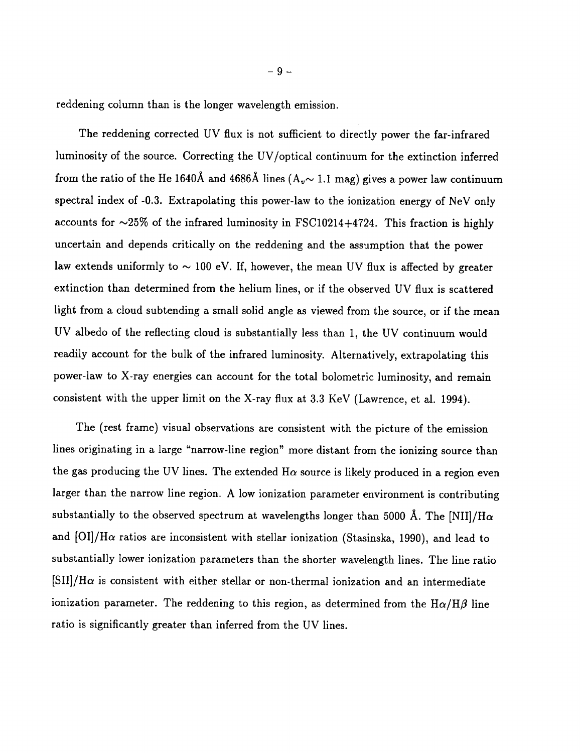reddening column than is the longer wavelength emission.

The reddening corrected UV flux is not sufficient to directly power the far-infrared luminosity of the source. Correcting the UV/optical continuum for the extinction inferred from the ratio of the He 1640Å and 4686Å lines ($A_v \sim 1.1$ mag) gives a power law continuum spectral index of -0.3. Extrapolating this power-law to the ionization energy of NeV only accounts for $\sim$25% of the infrared luminosity in FSC10214+4724. This fraction is highly uncertain and depends critically on the reddening and the assumption that the power law extends uniformly to $\sim$ 100 eV. If, however, the mean UV flux is affected by greater extinction than determined from the helium lines, or if the observed UV flux is scattered light from a cloud subtending a small solid angle as viewed from the source, or if the mean UV albedo of the reflecting cloud is substantially less than 1, the UV continuum would readily account for the bulk of the infrared luminosity. Alternatively, extrapolating this power-law to X-ray energies can account for the total bolometric luminosity, and remain consistent with the upper limit on the X-ray flux at 3.3 KeV (Lawrence, et al. 1994).

The (rest frame) visual observations are consistent with the picture of the emission lines originating in a large "narrow-line region" more distant from the ionizing source than the gas producing the UV lines. The extended H$\alpha$ source is likely produced in a region even larger than the narrow line region. A low ionization parameter environment is contributing substantially to the observed spectrum at wavelengths longer than 5000 Å. The [NII]/H$\alpha$ and [OI]/H$\alpha$ ratios are inconsistent with stellar ionization (Stasinska, 1990), and lead to substantially lower ionization parameters than the shorter wavelength lines. The line ratio [SII]/H$\alpha$ is consistent with either stellar or non-thermal ionization and an intermediate ionization parameter. The reddening to this region, as determined from the H$\alpha$/H$\beta$ line ratio is significantly greater than inferred from the UV lines.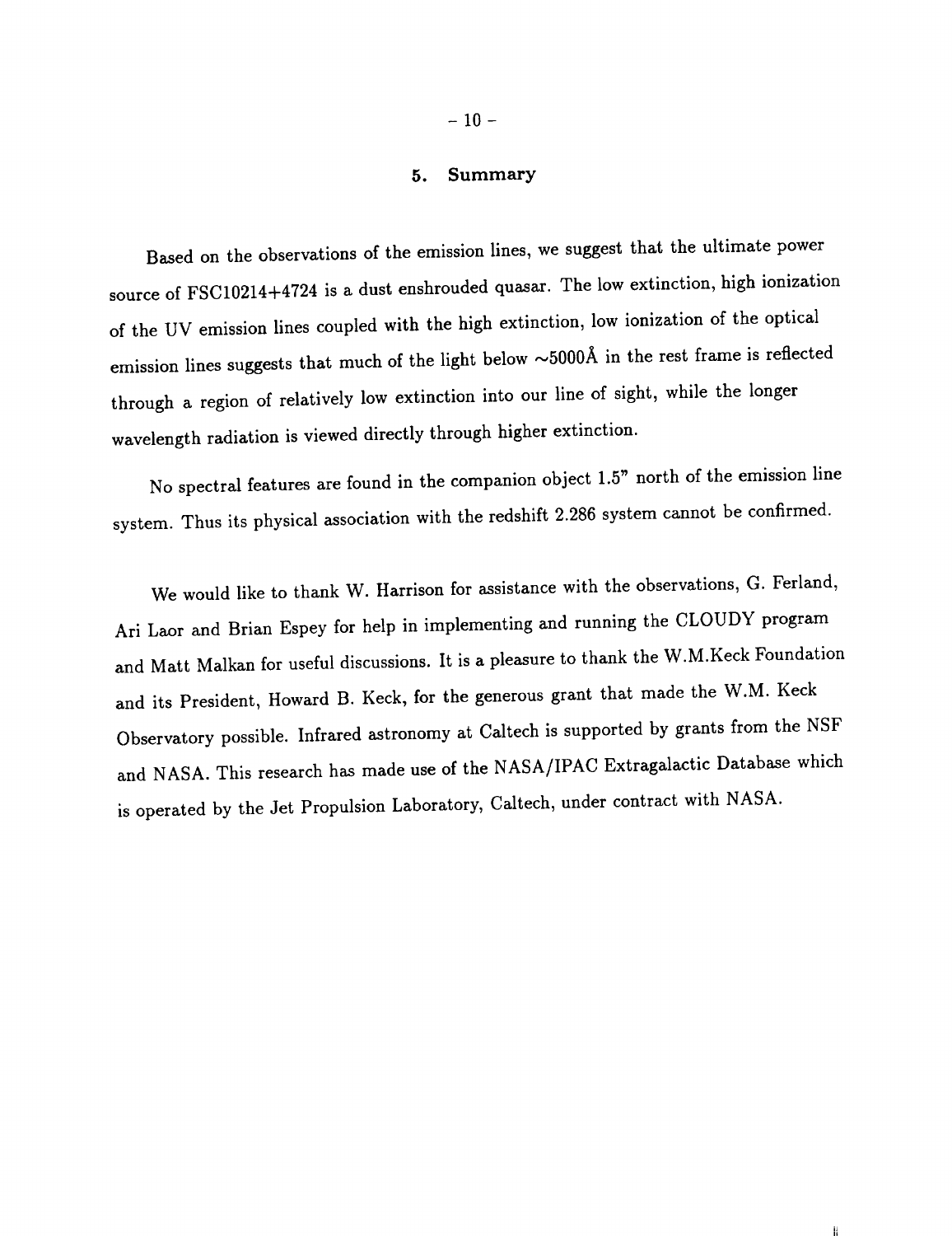## 5. Summary

Based on the observations of the emission lines, we suggest that the ultimate power source of FSC10214+4724 is a dust enshrouded quasar. The low extinction, high ionization of the UV emission lines coupled with the high extinction, low ionization of the optical emission lines suggests that much of the light below ~5000Å in the rest frame is reflected through a region of relatively low extinction into our line of sight, while the longer wavelength radiation is viewed directly through higher extinction.

No spectral features are found in the companion object 1.5" north of the emission line system. Thus its physical association with the redshift 2.286 system cannot be confirmed.

We would like to thank W. Harrison for assistance with the observations, G. Ferland, Ari Laor and Brian Espey for help in implementing and running the CLOUDY program and Matt Malkan for useful discussions. It is a pleasure to thank the W.M.Keck Foundation and its President, Howard B. Keck, for the generous grant that made the W.M. Keck Observatory possible. Infrared astronomy at Caltech is supported by grants from the NSF and NASA. This research has made use of the NASA/IPAC Extragalactic Database which is operated by the Jet Propulsion Laboratory, Caltech, under contract with NASA.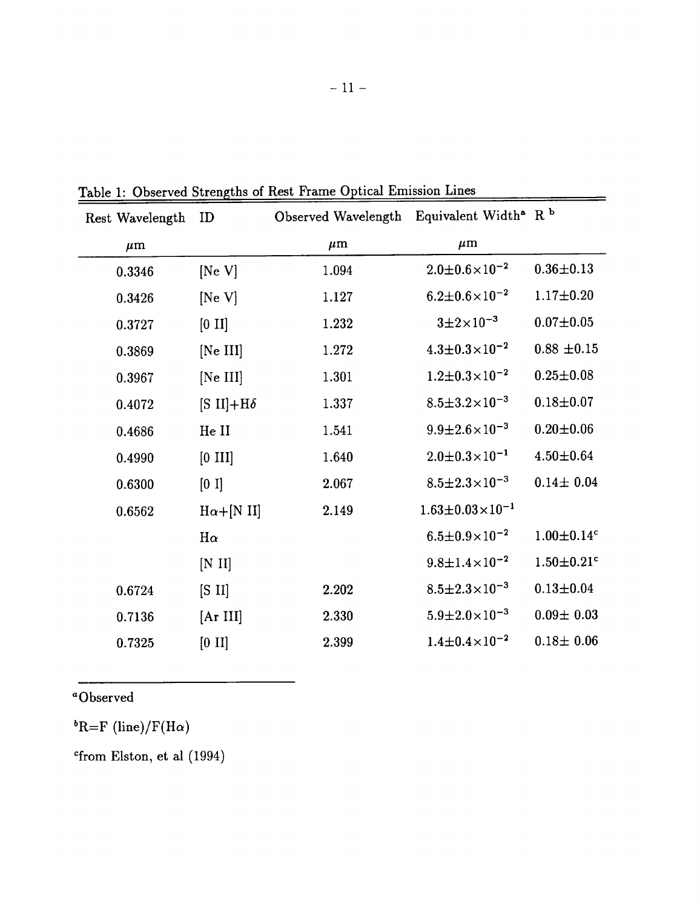Table 1: Observed Strengths of Rest Frame Optical Emission Lines

| Rest Wavelength | ID | Observed Wavelength | Equivalent Width[a] | R [b] |
|---|---|---|---|---|
| $\mu$m | | $\mu$m | $\mu$m | |
| 0.3346 | [Ne V] | 1.094 | $2.0\pm0.6\times10^{-2}$ | $0.36\pm0.13$ |
| 0.3426 | [Ne V] | 1.127 | $6.2\pm0.6\times10^{-2}$ | $1.17\pm0.20$ |
| 0.3727 | [0 II] | 1.232 | $3\pm2\times10^{-3}$ | $0.07\pm0.05$ |
| 0.3869 | [Ne III] | 1.272 | $4.3\pm0.3\times10^{-2}$ | $0.88\pm0.15$ |
| 0.3967 | [Ne III] | 1.301 | $1.2\pm0.3\times10^{-2}$ | $0.25\pm0.08$ |
| 0.4072 | [S II]+H$\delta$ | 1.337 | $8.5\pm3.2\times10^{-3}$ | $0.18\pm0.07$ |
| 0.4686 | He II | 1.541 | $9.9\pm2.6\times10^{-3}$ | $0.20\pm0.06$ |
| 0.4990 | [0 III] | 1.640 | $2.0\pm0.3\times10^{-1}$ | $4.50\pm0.64$ |
| 0.6300 | [0 I] | 2.067 | $8.5\pm2.3\times10^{-3}$ | $0.14\pm0.04$ |
| 0.6562 | H$\alpha$+[N II] | 2.149 | $1.63\pm0.03\times10^{-1}$ | |
| | H$\alpha$ | | $6.5\pm0.9\times10^{-2}$ | $1.00\pm0.14$[c] |
| | [N II] | | $9.8\pm1.4\times10^{-2}$ | $1.50\pm0.21$[c] |
| 0.6724 | [S II] | 2.202 | $8.5\pm2.3\times10^{-3}$ | $0.13\pm0.04$ |
| 0.7136 | [Ar III] | 2.330 | $5.9\pm2.0\times10^{-3}$ | $0.09\pm0.03$ |
| 0.7325 | [0 II] | 2.399 | $1.4\pm0.4\times10^{-2}$ | $0.18\pm0.06$ |

[a]Observed

[b]R=F (line)/F(H$\alpha$)

[c]from Elston, et al (1994)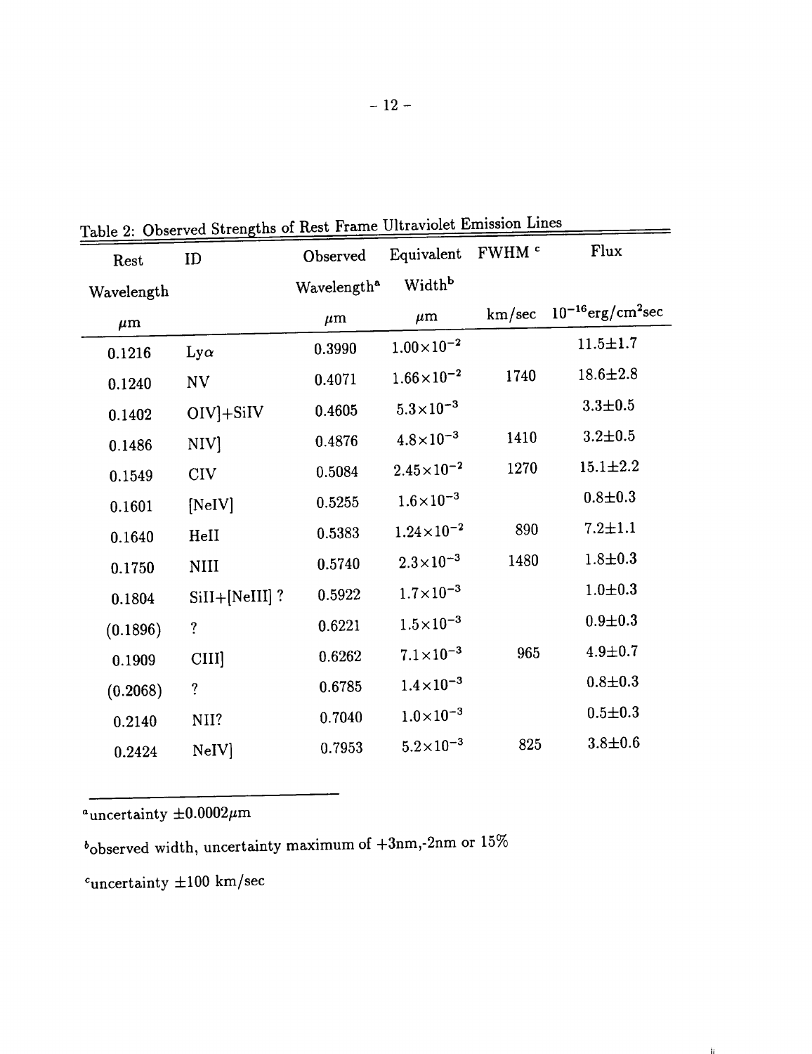Table 2: Observed Strengths of Rest Frame Ultraviolet Emission Lines

| Rest Wavelength $\mu$m | ID | Observed Wavelength[a] $\mu$m | Equivalent Width[b] $\mu$m | FWHM [c] km/sec | Flux $10^{-16}$erg/cm$^2$sec |
|---|---|---|---|---|---|
| 0.1216 | Ly$\alpha$ | 0.3990 | $1.00\times10^{-2}$ | | 11.5$\pm$1.7 |
| 0.1240 | NV | 0.4071 | $1.66\times10^{-2}$ | 1740 | 18.6$\pm$2.8 |
| 0.1402 | OIV]+SiIV | 0.4605 | $5.3\times10^{-3}$ | | 3.3$\pm$0.5 |
| 0.1486 | NIV] | 0.4876 | $4.8\times10^{-3}$ | 1410 | 3.2$\pm$0.5 |
| 0.1549 | CIV | 0.5084 | $2.45\times10^{-2}$ | 1270 | 15.1$\pm$2.2 |
| 0.1601 | [NeIV] | 0.5255 | $1.6\times10^{-3}$ | | 0.8$\pm$0.3 |
| 0.1640 | HeII | 0.5383 | $1.24\times10^{-2}$ | 890 | 7.2$\pm$1.1 |
| 0.1750 | NIII | 0.5740 | $2.3\times10^{-3}$ | 1480 | 1.8$\pm$0.3 |
| 0.1804 | SiII+[NeIII] ? | 0.5922 | $1.7\times10^{-3}$ | | 1.0$\pm$0.3 |
| (0.1896) | ? | 0.6221 | $1.5\times10^{-3}$ | | 0.9$\pm$0.3 |
| 0.1909 | CIII] | 0.6262 | $7.1\times10^{-3}$ | 965 | 4.9$\pm$0.7 |
| (0.2068) | ? | 0.6785 | $1.4\times10^{-3}$ | | 0.8$\pm$0.3 |
| 0.2140 | NII? | 0.7040 | $1.0\times10^{-3}$ | | 0.5$\pm$0.3 |
| 0.2424 | NeIV] | 0.7953 | $5.2\times10^{-3}$ | 825 | 3.8$\pm$0.6 |

[a]uncertainty $\pm$0.0002$\mu$m

[b]observed width, uncertainty maximum of +3nm,-2nm or 15%

[c]uncertainty $\pm$100 km/sec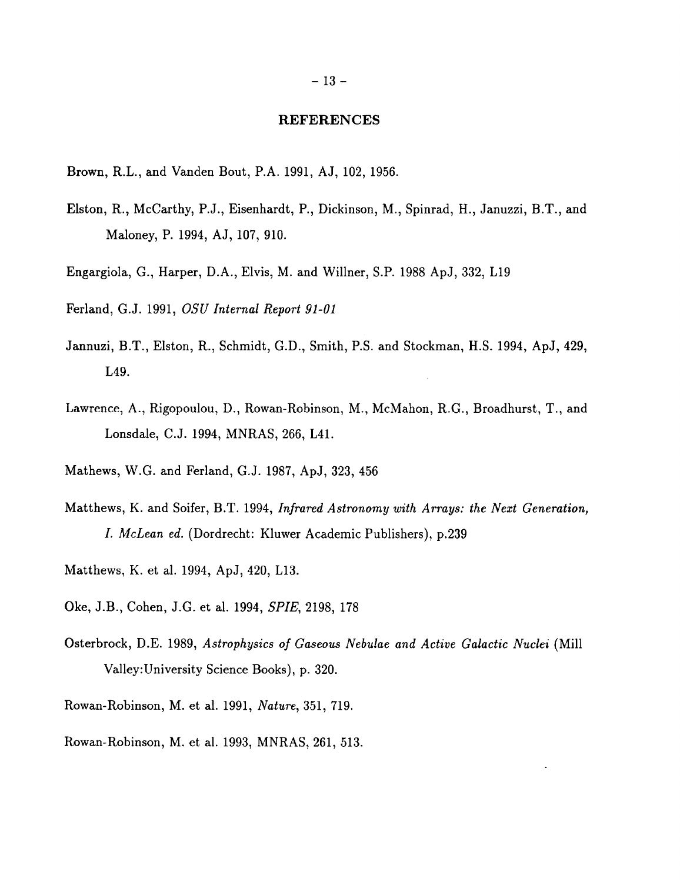## REFERENCES

Brown, R.L., and Vanden Bout, P.A. 1991, AJ, 102, 1956.

Elston, R., McCarthy, P.J., Eisenhardt, P., Dickinson, M., Spinrad, H., Januzzi, B.T., and Maloney, P. 1994, AJ, 107, 910.

Engargiola, G., Harper, D.A., Elvis, M. and Willner, S.P. 1988 ApJ, 332, L19

Ferland, G.J. 1991, *OSU Internal Report 91-01*

Jannuzi, B.T., Elston, R., Schmidt, G.D., Smith, P.S. and Stockman, H.S. 1994, ApJ, 429, L49.

Lawrence, A., Rigopoulou, D., Rowan-Robinson, M., McMahon, R.G., Broadhurst, T., and Lonsdale, C.J. 1994, MNRAS, 266, L41.

Mathews, W.G. and Ferland, G.J. 1987, ApJ, 323, 456

Matthews, K. and Soifer, B.T. 1994, *Infrared Astronomy with Arrays: the Next Generation, I. McLean ed.* (Dordrecht: Kluwer Academic Publishers), p.239

Matthews, K. et al. 1994, ApJ, 420, L13.

Oke, J.B., Cohen, J.G. et al. 1994, *SPIE*, 2198, 178

Osterbrock, D.E. 1989, *Astrophysics of Gaseous Nebulae and Active Galactic Nuclei* (Mill Valley:University Science Books), p. 320.

Rowan-Robinson, M. et al. 1991, *Nature*, 351, 719.

Rowan-Robinson, M. et al. 1993, MNRAS, 261, 513.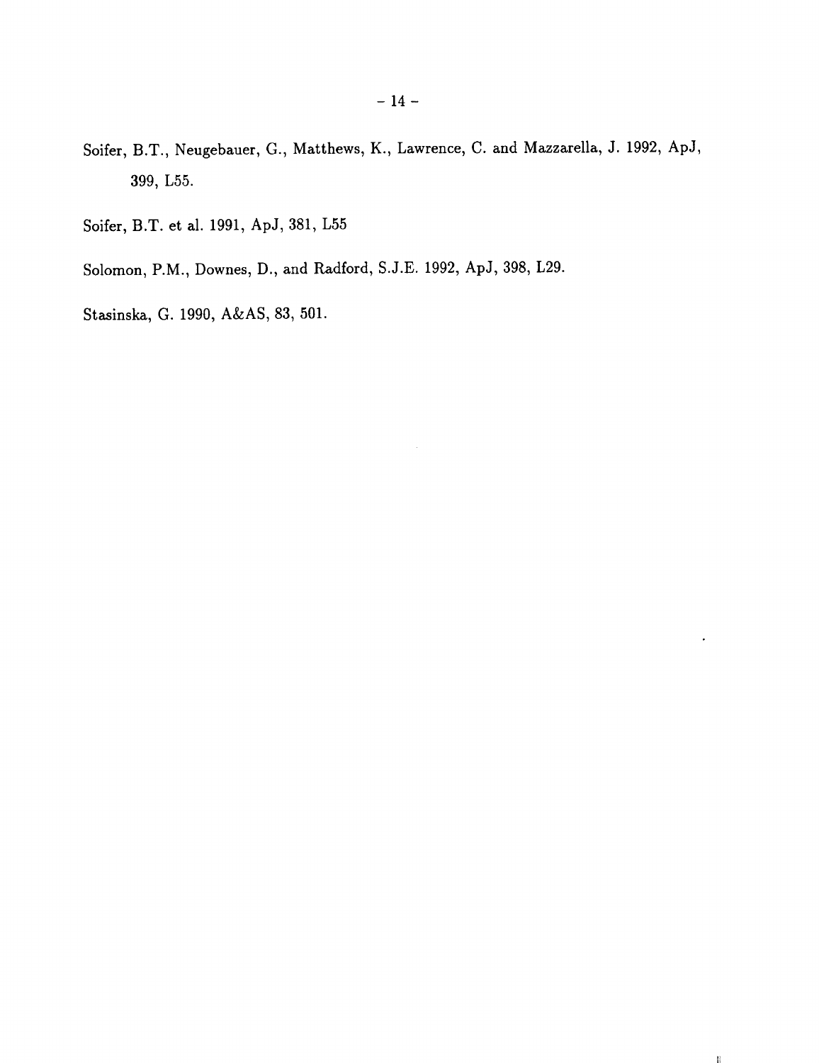Soifer, B.T., Neugebauer, G., Matthews, K., Lawrence, C. and Mazzarella, J. 1992, ApJ, 399, L55.

Soifer, B.T. et al. 1991, ApJ, 381, L55

Solomon, P.M., Downes, D., and Radford, S.J.E. 1992, ApJ, 398, L29.

Stasinska, G. 1990, A&AS, 83, 501.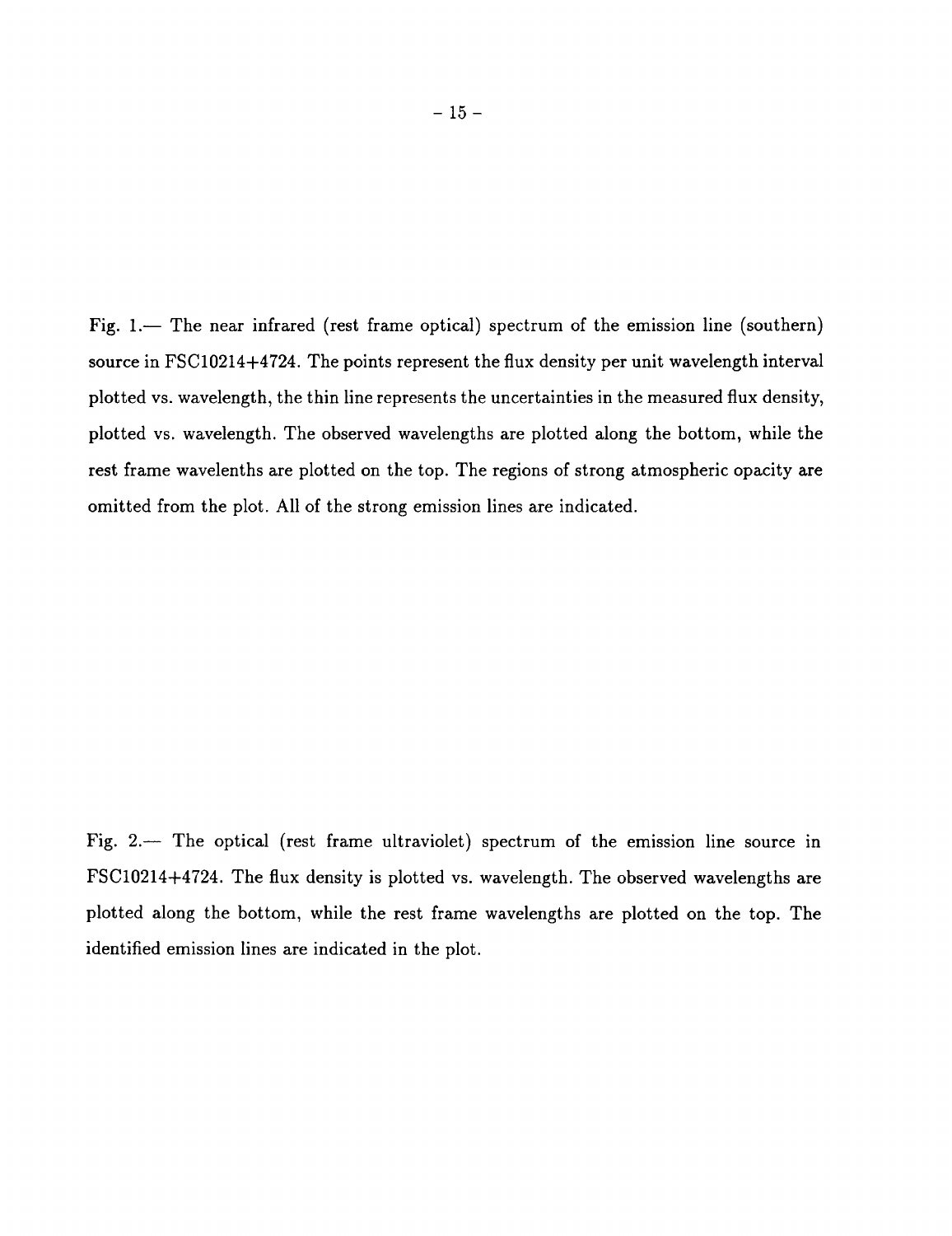Fig. 1.— The near infrared (rest frame optical) spectrum of the emission line (southern) source in FSC10214+4724. The points represent the flux density per unit wavelength interval plotted vs. wavelength, the thin line represents the uncertainties in the measured flux density, plotted vs. wavelength. The observed wavelengths are plotted along the bottom, while the rest frame wavelenths are plotted on the top. The regions of strong atmospheric opacity are omitted from the plot. All of the strong emission lines are indicated.

Fig. 2.— The optical (rest frame ultraviolet) spectrum of the emission line source in FSC10214+4724. The flux density is plotted vs. wavelength. The observed wavelengths are plotted along the bottom, while the rest frame wavelengths are plotted on the top. The identified emission lines are indicated in the plot.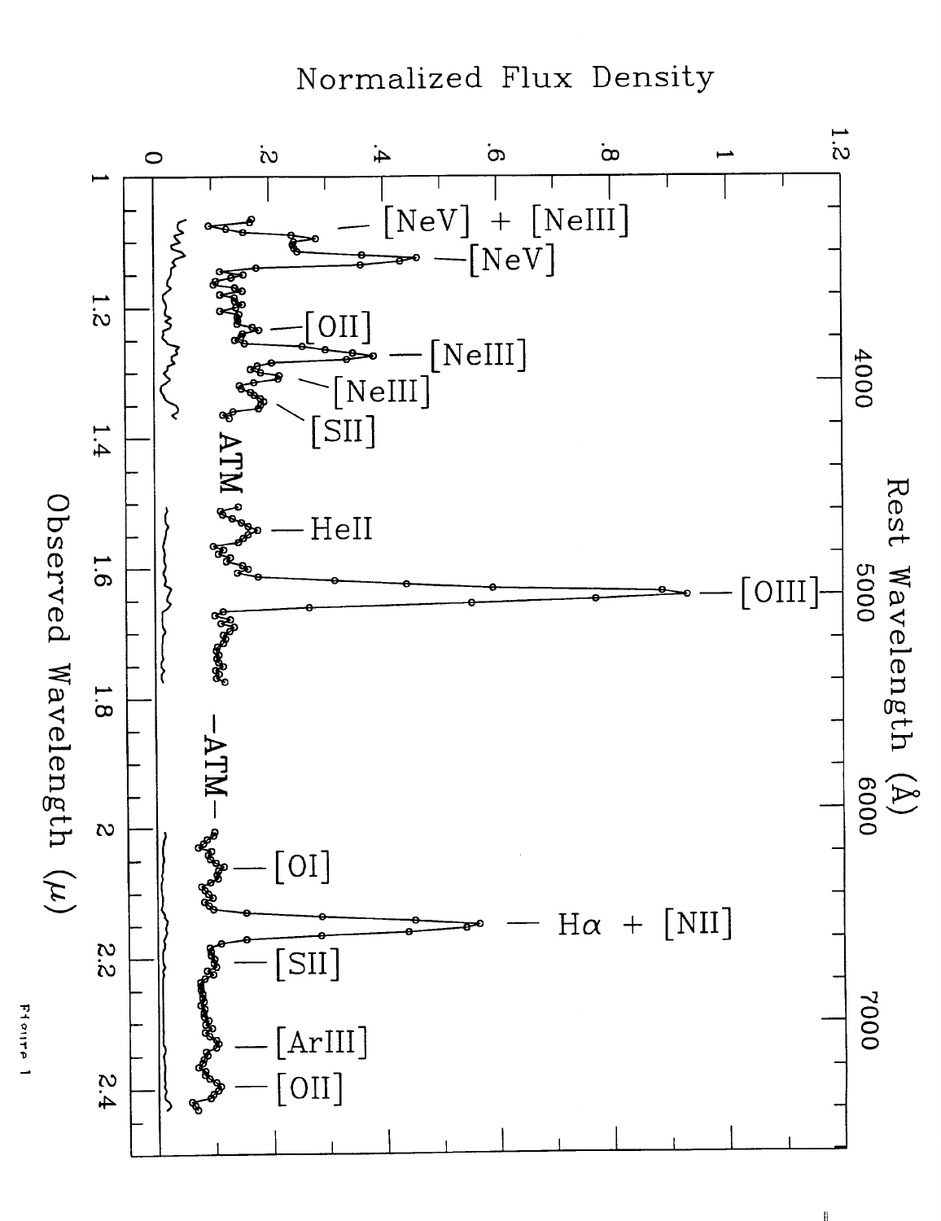Figure 1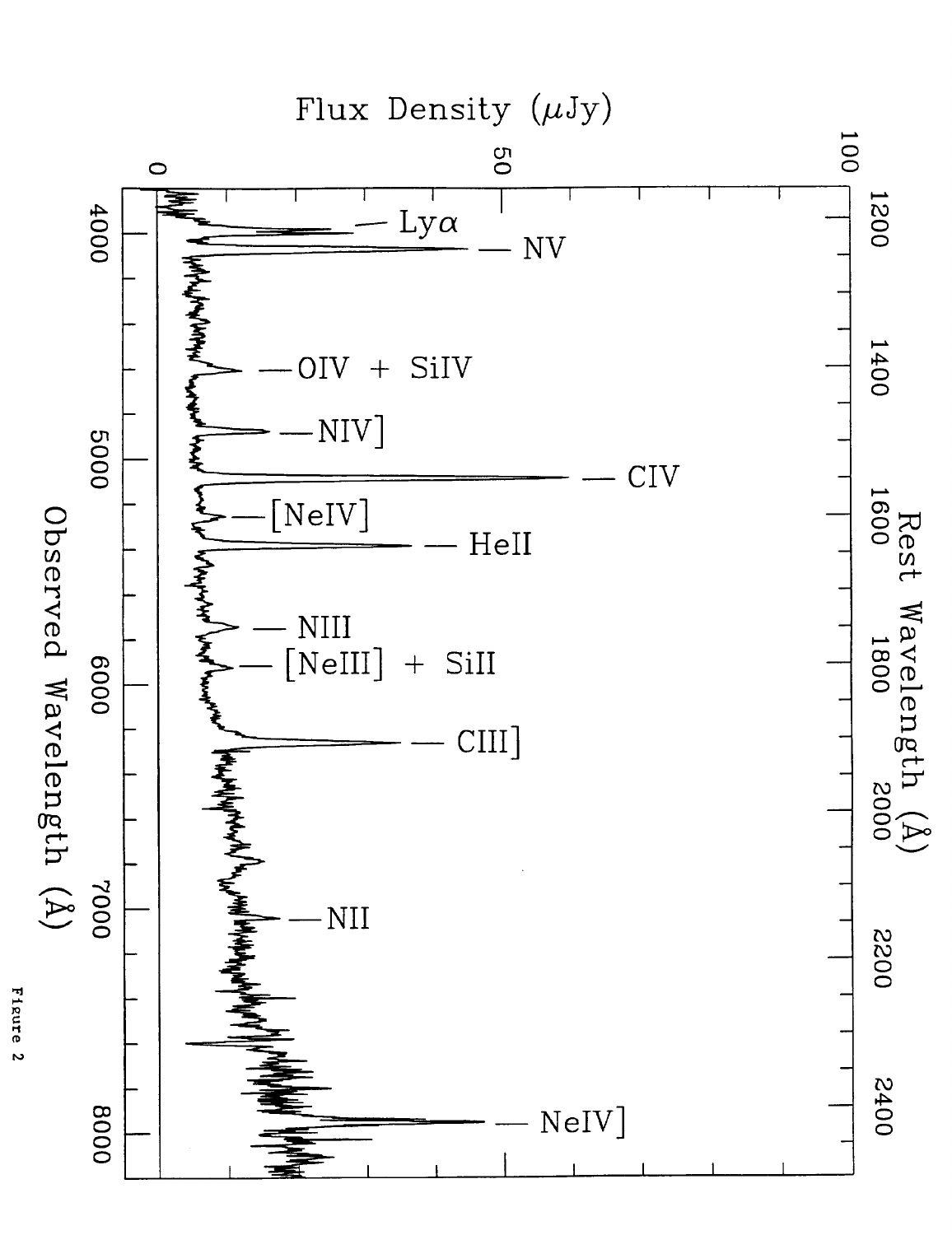Figure 2